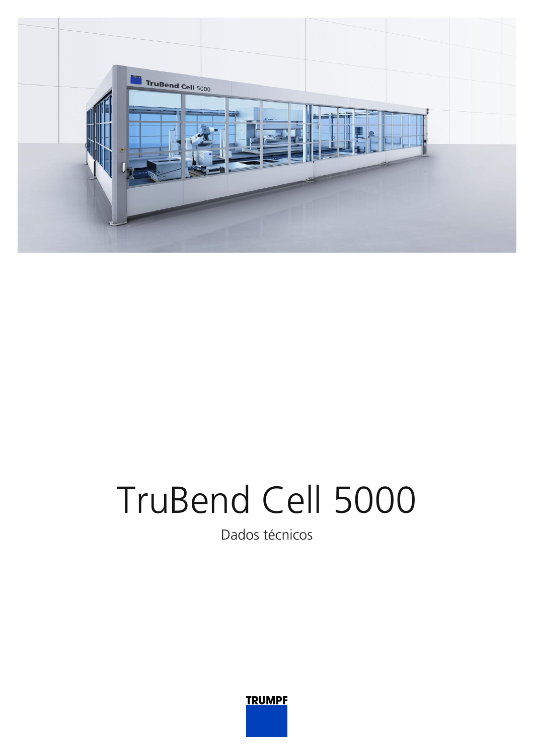# TruBend Cell 5000

Dados técnicos

TRUMPF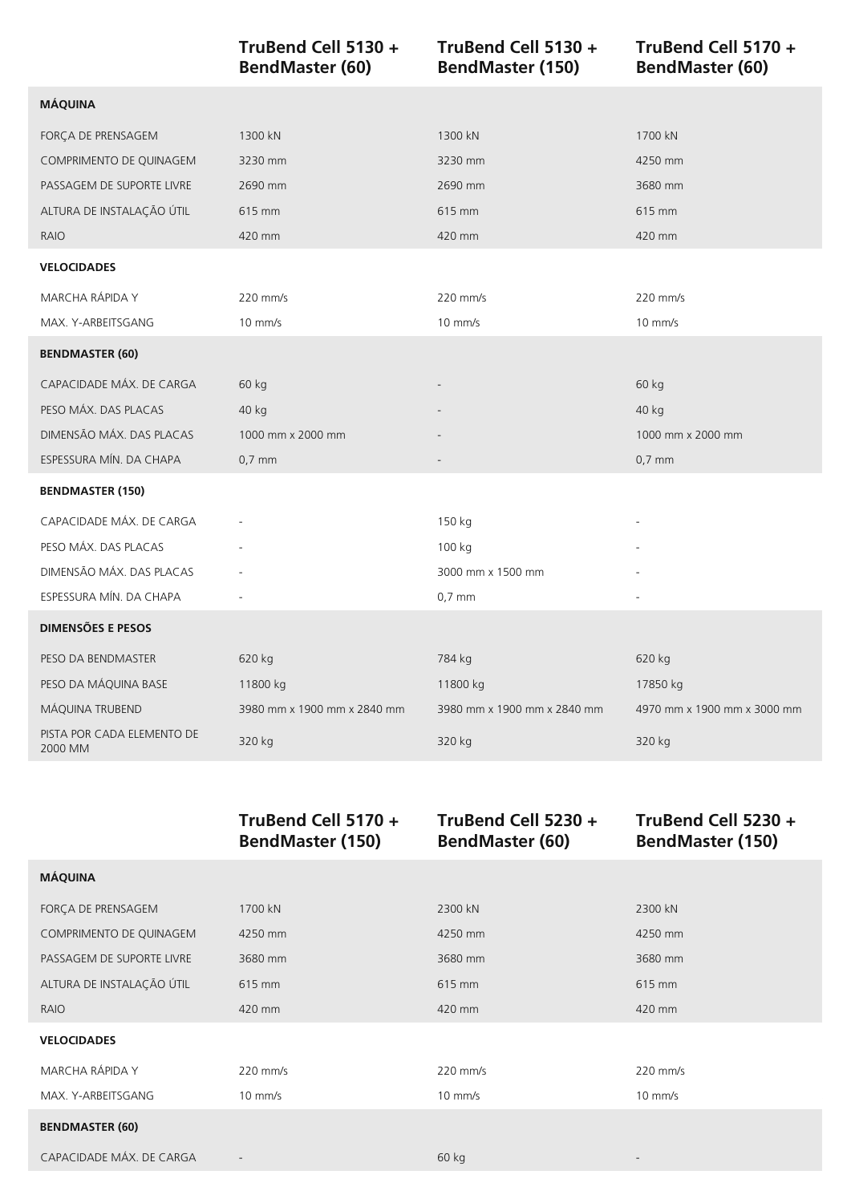| | TruBend Cell 5130 + BendMaster (60) | TruBend Cell 5130 + BendMaster (150) | TruBend Cell 5170 + BendMaster (60) |
|---|---|---|---|
| **MÁQUINA** | | | |
| FORÇA DE PRENSAGEM | 1300 kN | 1300 kN | 1700 kN |
| COMPRIMENTO DE QUINAGEM | 3230 mm | 3230 mm | 4250 mm |
| PASSAGEM DE SUPORTE LIVRE | 2690 mm | 2690 mm | 3680 mm |
| ALTURA DE INSTALAÇÃO ÚTIL | 615 mm | 615 mm | 615 mm |
| RAIO | 420 mm | 420 mm | 420 mm |
| **VELOCIDADES** | | | |
| MARCHA RÁPIDA Y | 220 mm/s | 220 mm/s | 220 mm/s |
| MAX. Y-ARBEITSGANG | 10 mm/s | 10 mm/s | 10 mm/s |
| **BENDMASTER (60)** | | | |
| CAPACIDADE MÁX. DE CARGA | 60 kg | - | 60 kg |
| PESO MÁX. DAS PLACAS | 40 kg | - | 40 kg |
| DIMENSÃO MÁX. DAS PLACAS | 1000 mm x 2000 mm | - | 1000 mm x 2000 mm |
| ESPESSURA MÍN. DA CHAPA | 0,7 mm | - | 0,7 mm |
| **BENDMASTER (150)** | | | |
| CAPACIDADE MÁX. DE CARGA | - | 150 kg | - |
| PESO MÁX. DAS PLACAS | - | 100 kg | - |
| DIMENSÃO MÁX. DAS PLACAS | - | 3000 mm x 1500 mm | - |
| ESPESSURA MÍN. DA CHAPA | - | 0,7 mm | - |
| **DIMENSÕES E PESOS** | | | |
| PESO DA BENDMASTER | 620 kg | 784 kg | 620 kg |
| PESO DA MÁQUINA BASE | 11800 kg | 11800 kg | 17850 kg |
| MÁQUINA TRUBEND | 3980 mm x 1900 mm x 2840 mm | 3980 mm x 1900 mm x 2840 mm | 4970 mm x 1900 mm x 3000 mm |
| PISTA POR CADA ELEMENTO DE 2000 MM | 320 kg | 320 kg | 320 kg |

| | TruBend Cell 5170 + BendMaster (150) | TruBend Cell 5230 + BendMaster (60) | TruBend Cell 5230 + BendMaster (150) |
|---|---|---|---|
| **MÁQUINA** | | | |
| FORÇA DE PRENSAGEM | 1700 kN | 2300 kN | 2300 kN |
| COMPRIMENTO DE QUINAGEM | 4250 mm | 4250 mm | 4250 mm |
| PASSAGEM DE SUPORTE LIVRE | 3680 mm | 3680 mm | 3680 mm |
| ALTURA DE INSTALAÇÃO ÚTIL | 615 mm | 615 mm | 615 mm |
| RAIO | 420 mm | 420 mm | 420 mm |
| **VELOCIDADES** | | | |
| MARCHA RÁPIDA Y | 220 mm/s | 220 mm/s | 220 mm/s |
| MAX. Y-ARBEITSGANG | 10 mm/s | 10 mm/s | 10 mm/s |
| **BENDMASTER (60)** | | | |
| CAPACIDADE MÁX. DE CARGA | - | 60 kg | - |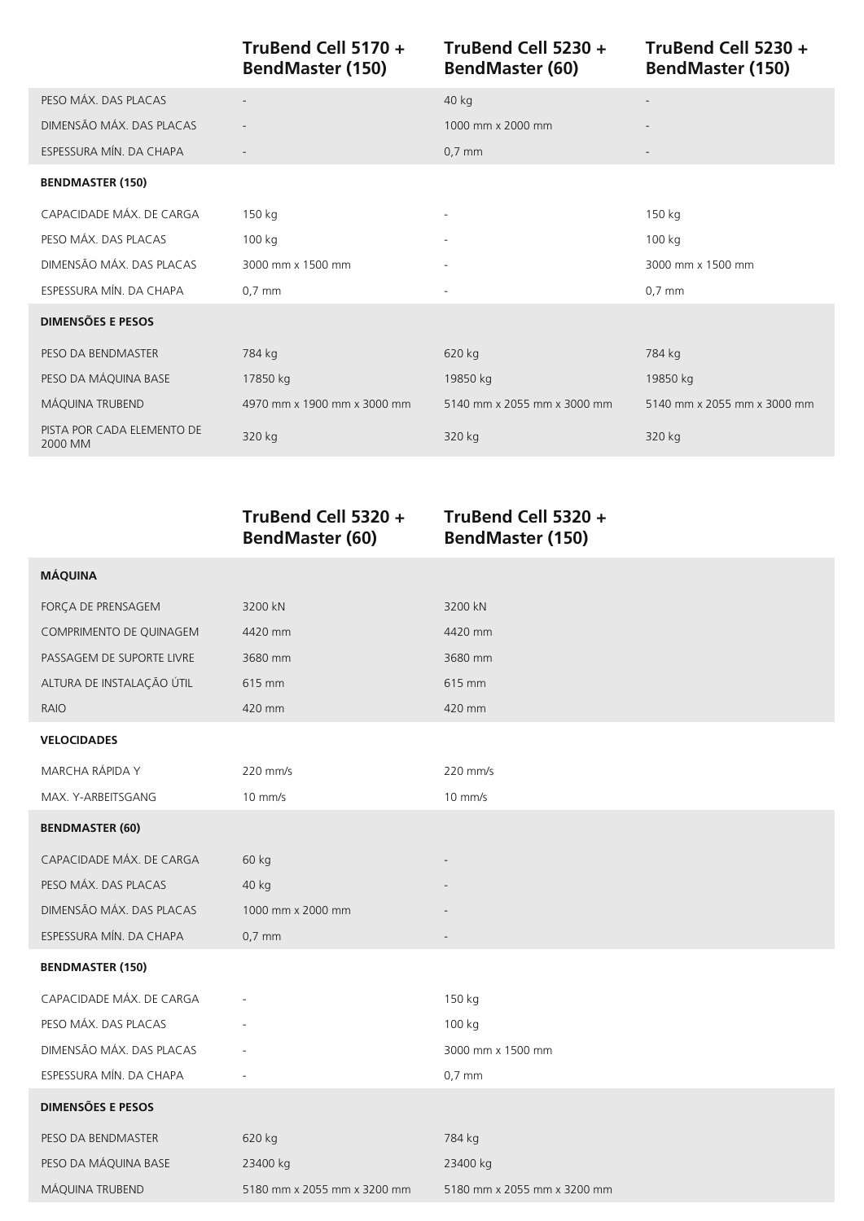| | TruBend Cell 5170 + BendMaster (150) | TruBend Cell 5230 + BendMaster (60) | TruBend Cell 5230 + BendMaster (150) |
|---|---|---|---|
| PESO MÁX. DAS PLACAS | - | 40 kg | - |
| DIMENSÃO MÁX. DAS PLACAS | - | 1000 mm x 2000 mm | - |
| ESPESSURA MÍN. DA CHAPA | - | 0,7 mm | - |
| **BENDMASTER (150)** | | | |
| CAPACIDADE MÁX. DE CARGA | 150 kg | - | 150 kg |
| PESO MÁX. DAS PLACAS | 100 kg | - | 100 kg |
| DIMENSÃO MÁX. DAS PLACAS | 3000 mm x 1500 mm | - | 3000 mm x 1500 mm |
| ESPESSURA MÍN. DA CHAPA | 0,7 mm | - | 0,7 mm |
| **DIMENSÕES E PESOS** | | | |
| PESO DA BENDMASTER | 784 kg | 620 kg | 784 kg |
| PESO DA MÁQUINA BASE | 17850 kg | 19850 kg | 19850 kg |
| MÁQUINA TRUBEND | 4970 mm x 1900 mm x 3000 mm | 5140 mm x 2055 mm x 3000 mm | 5140 mm x 2055 mm x 3000 mm |
| PISTA POR CADA ELEMENTO DE 2000 MM | 320 kg | 320 kg | 320 kg |

| | TruBend Cell 5320 + BendMaster (60) | TruBend Cell 5320 + BendMaster (150) |
|---|---|---|
| **MÁQUINA** | | |
| FORÇA DE PRENSAGEM | 3200 kN | 3200 kN |
| COMPRIMENTO DE QUINAGEM | 4420 mm | 4420 mm |
| PASSAGEM DE SUPORTE LIVRE | 3680 mm | 3680 mm |
| ALTURA DE INSTALAÇÃO ÚTIL | 615 mm | 615 mm |
| RAIO | 420 mm | 420 mm |
| **VELOCIDADES** | | |
| MARCHA RÁPIDA Y | 220 mm/s | 220 mm/s |
| MAX. Y-ARBEITSGANG | 10 mm/s | 10 mm/s |
| **BENDMASTER (60)** | | |
| CAPACIDADE MÁX. DE CARGA | 60 kg | - |
| PESO MÁX. DAS PLACAS | 40 kg | - |
| DIMENSÃO MÁX. DAS PLACAS | 1000 mm x 2000 mm | - |
| ESPESSURA MÍN. DA CHAPA | 0,7 mm | - |
| **BENDMASTER (150)** | | |
| CAPACIDADE MÁX. DE CARGA | - | 150 kg |
| PESO MÁX. DAS PLACAS | - | 100 kg |
| DIMENSÃO MÁX. DAS PLACAS | - | 3000 mm x 1500 mm |
| ESPESSURA MÍN. DA CHAPA | - | 0,7 mm |
| **DIMENSÕES E PESOS** | | |
| PESO DA BENDMASTER | 620 kg | 784 kg |
| PESO DA MÁQUINA BASE | 23400 kg | 23400 kg |
| MÁQUINA TRUBEND | 5180 mm x 2055 mm x 3200 mm | 5180 mm x 2055 mm x 3200 mm |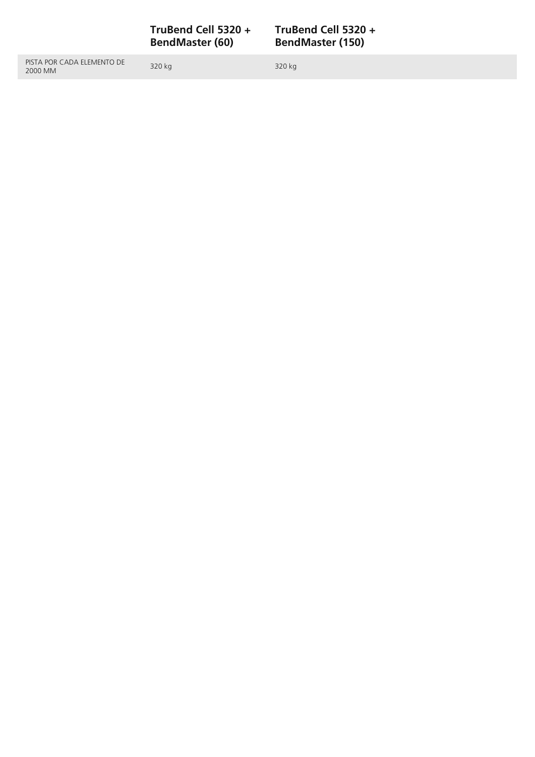| | TruBend Cell 5320 + BendMaster (60) | TruBend Cell 5320 + BendMaster (150) |
| --- | --- | --- |
| PISTA POR CADA ELEMENTO DE 2000 MM | 320 kg | 320 kg |